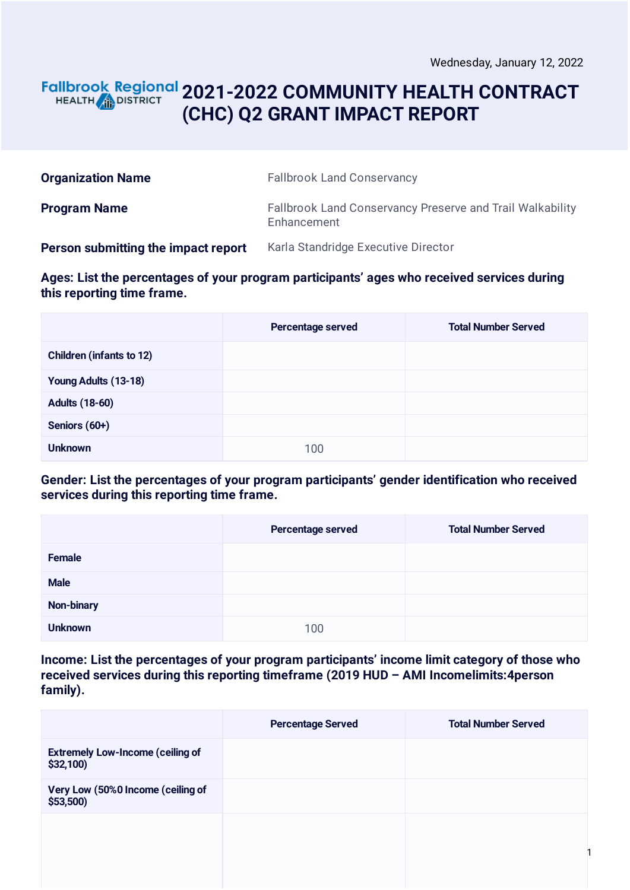Wednesday, January 12, 2022

# 2021-2022 COMMUNITY HEALTH CONTRACT (CHC) Q2 GRANT IMPACT REPORT

| | |
|---|---|
| **Organization Name** | Fallbrook Land Conservancy |
| **Program Name** | Fallbrook Land Conservancy Preserve and Trail Walkability Enhancement |
| **Person submitting the impact report** | Karla Standridge Executive Director |

**Ages: List the percentages of your program participants' ages who received services during this reporting time frame.**

| | Percentage served | Total Number Served |
|---|---|---|
| Children (infants to 12) | | |
| Young Adults (13-18) | | |
| Adults (18-60) | | |
| Seniors (60+) | | |
| Unknown | 100 | |

**Gender: List the percentages of your program participants' gender identification who received services during this reporting time frame.**

| | Percentage served | Total Number Served |
|---|---|---|
| Female | | |
| Male | | |
| Non-binary | | |
| Unknown | 100 | |

**Income: List the percentages of your program participants' income limit category of those who received services during this reporting timeframe (2019 HUD – AMI Incomelimits:4person family).**

| | Percentage Served | Total Number Served |
|---|---|---|
| Extremely Low-Income (ceiling of $32,100) | | |
| Very Low (50%0 Income (ceiling of $53,500) | | |
| | | |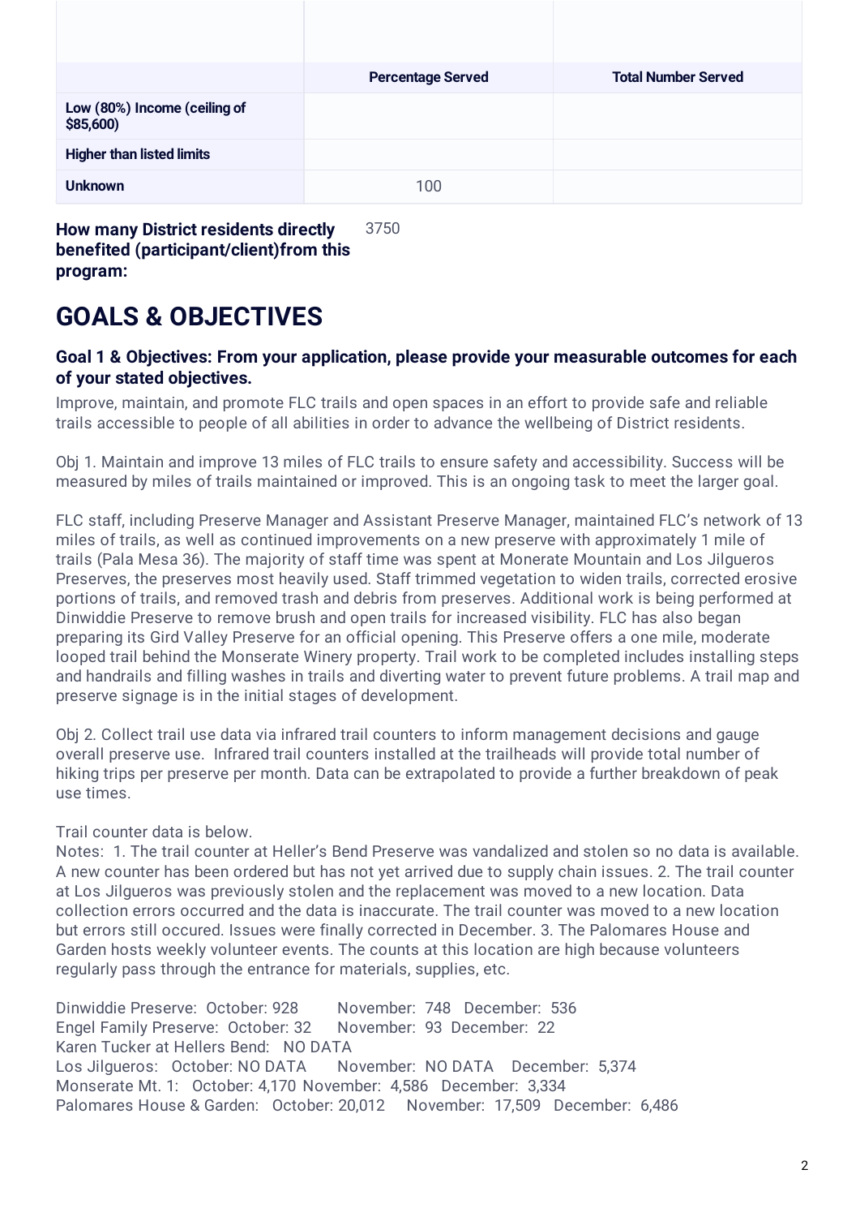| | Percentage Served | Total Number Served |
|---|---|---|
| **Low (80%) Income (ceiling of $85,600)** | | |
| **Higher than listed limits** | | |
| **Unknown** | 100 | |

**How many District residents directly benefited (participant/client)from this program:** 3750

# GOALS & OBJECTIVES

### Goal 1 & Objectives: From your application, please provide your measurable outcomes for each of your stated objectives.

Improve, maintain, and promote FLC trails and open spaces in an effort to provide safe and reliable trails accessible to people of all abilities in order to advance the wellbeing of District residents.

Obj 1. Maintain and improve 13 miles of FLC trails to ensure safety and accessibility. Success will be measured by miles of trails maintained or improved. This is an ongoing task to meet the larger goal.

FLC staff, including Preserve Manager and Assistant Preserve Manager, maintained FLC's network of 13 miles of trails, as well as continued improvements on a new preserve with approximately 1 mile of trails (Pala Mesa 36). The majority of staff time was spent at Monerate Mountain and Los Jilgueros Preserves, the preserves most heavily used. Staff trimmed vegetation to widen trails, corrected erosive portions of trails, and removed trash and debris from preserves. Additional work is being performed at Dinwiddie Preserve to remove brush and open trails for increased visibility. FLC has also began preparing its Gird Valley Preserve for an official opening. This Preserve offers a one mile, moderate looped trail behind the Monserate Winery property. Trail work to be completed includes installing steps and handrails and filling washes in trails and diverting water to prevent future problems. A trail map and preserve signage is in the initial stages of development.

Obj 2. Collect trail use data via infrared trail counters to inform management decisions and gauge overall preserve use. Infrared trail counters installed at the trailheads will provide total number of hiking trips per preserve per month. Data can be extrapolated to provide a further breakdown of peak use times.

Trail counter data is below.
Notes: 1. The trail counter at Heller's Bend Preserve was vandalized and stolen so no data is available. A new counter has been ordered but has not yet arrived due to supply chain issues. 2. The trail counter at Los Jilgueros was previously stolen and the replacement was moved to a new location. Data collection errors occurred and the data is inaccurate. The trail counter was moved to a new location but errors still occured. Issues were finally corrected in December. 3. The Palomares House and Garden hosts weekly volunteer events. The counts at this location are high because volunteers regularly pass through the entrance for materials, supplies, etc.

Dinwiddie Preserve: October: 928 November: 748 December: 536
Engel Family Preserve: October: 32 November: 93 December: 22
Karen Tucker at Hellers Bend: NO DATA
Los Jilgueros: October: NO DATA November: NO DATA December: 5,374
Monserate Mt. 1: October: 4,170 November: 4,586 December: 3,334
Palomares House & Garden: October: 20,012 November: 17,509 December: 6,486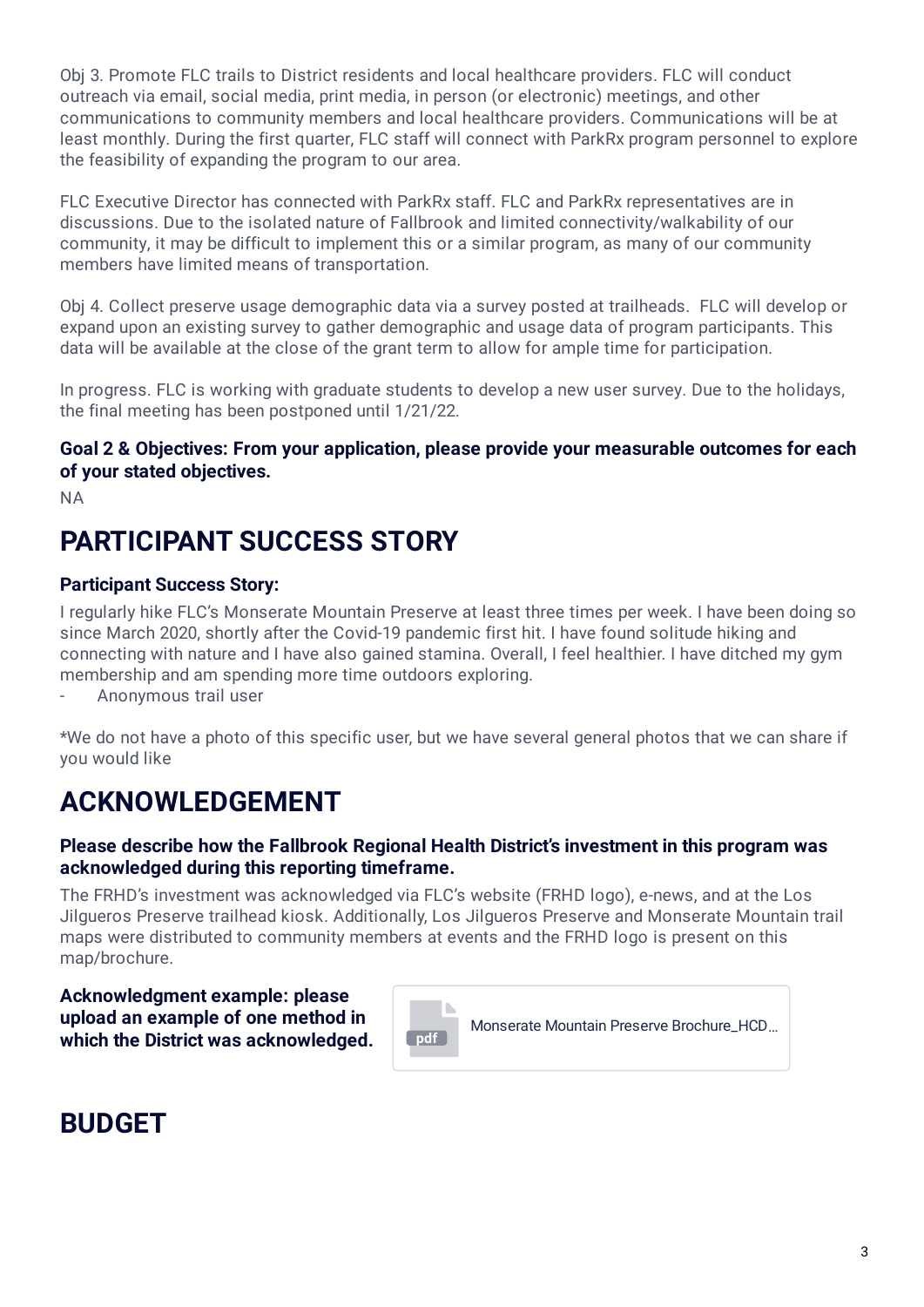Obj 3. Promote FLC trails to District residents and local healthcare providers. FLC will conduct outreach via email, social media, print media, in person (or electronic) meetings, and other communications to community members and local healthcare providers. Communications will be at least monthly. During the first quarter, FLC staff will connect with ParkRx program personnel to explore the feasibility of expanding the program to our area.

FLC Executive Director has connected with ParkRx staff. FLC and ParkRx representatives are in discussions. Due to the isolated nature of Fallbrook and limited connectivity/walkability of our community, it may be difficult to implement this or a similar program, as many of our community members have limited means of transportation.

Obj 4. Collect preserve usage demographic data via a survey posted at trailheads. FLC will develop or expand upon an existing survey to gather demographic and usage data of program participants. This data will be available at the close of the grant term to allow for ample time for participation.

In progress. FLC is working with graduate students to develop a new user survey. Due to the holidays, the final meeting has been postponed until 1/21/22.

### Goal 2 & Objectives: From your application, please provide your measurable outcomes for each of your stated objectives.

NA

## PARTICIPANT SUCCESS STORY

### Participant Success Story:

I regularly hike FLC's Monserate Mountain Preserve at least three times per week. I have been doing so since March 2020, shortly after the Covid-19 pandemic first hit. I have found solitude hiking and connecting with nature and I have also gained stamina. Overall, I feel healthier. I have ditched my gym membership and am spending more time outdoors exploring.

- Anonymous trail user

*We do not have a photo of this specific user, but we have several general photos that we can share if you would like

## ACKNOWLEDGEMENT

### Please describe how the Fallbrook Regional Health District's investment in this program was acknowledged during this reporting timeframe.

The FRHD's investment was acknowledged via FLC's website (FRHD logo), e-news, and at the Los Jilgueros Preserve trailhead kiosk. Additionally, Los Jilgueros Preserve and Monserate Mountain trail maps were distributed to community members at events and the FRHD logo is present on this map/brochure.

### Acknowledgment example: please upload an example of one method in which the District was acknowledged.

pdf Monserate Mountain Preserve Brochure_HCD...

## BUDGET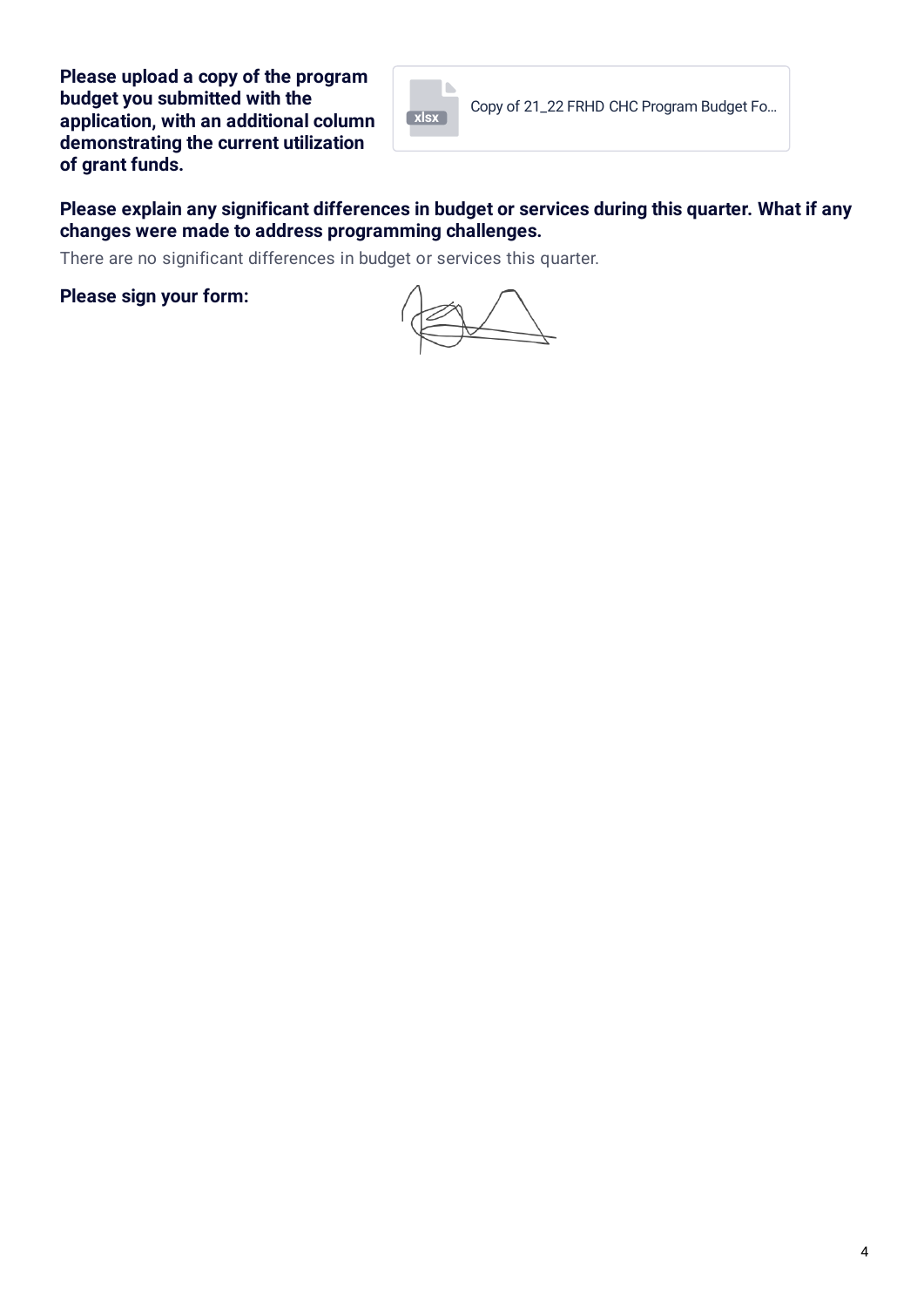**Please upload a copy of the program budget you submitted with the application, with an additional column demonstrating the current utilization of grant funds.**

xlsx Copy of 21_22 FRHD CHC Program Budget Fo...

**Please explain any significant differences in budget or services during this quarter. What if any changes were made to address programming challenges.**

There are no significant differences in budget or services this quarter.

**Please sign your form:**